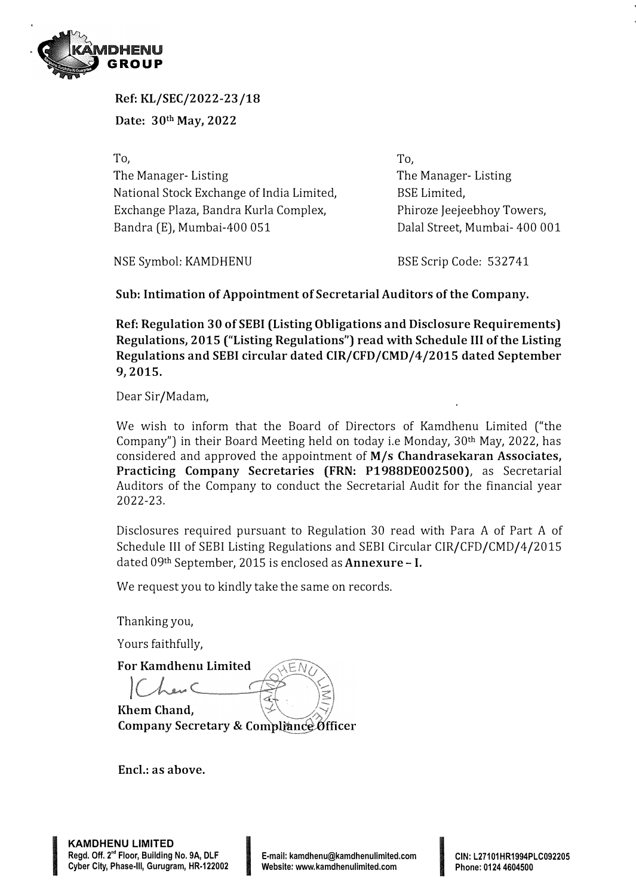**Ref: KL/SEC/2022-23/18**

**Date: 30th May, 2022**

To,
The Manager- Listing
National Stock Exchange of India Limited,
Exchange Plaza, Bandra Kurla Complex,
Bandra (E), Mumbai-400 051

NSE Symbol: KAMDHENU

To,
The Manager- Listing
BSE Limited,
Phiroze Jeejeebhoy Towers,
Dalal Street, Mumbai- 400 001

BSE Scrip Code: 532741

**Sub: Intimation of Appointment of Secretarial Auditors of the Company.**

**Ref: Regulation 30 of SEBI (Listing Obligations and Disclosure Requirements) Regulations, 2015 ("Listing Regulations") read with Schedule III of the Listing Regulations and SEBI circular dated CIR/CFD/CMD/4/2015 dated September 9, 2015.**

Dear Sir/Madam,

We wish to inform that the Board of Directors of Kamdhenu Limited ("the Company") in their Board Meeting held on today i.e Monday, 30th May, 2022, has considered and approved the appointment of **M/s Chandrasekaran Associates, Practicing Company Secretaries (FRN: P1988DE002500)**, as Secretarial Auditors of the Company to conduct the Secretarial Audit for the financial year 2022-23.

Disclosures required pursuant to Regulation 30 read with Para A of Part A of Schedule III of SEBI Listing Regulations and SEBI Circular CIR/CFD/CMD/4/2015 dated 09th September, 2015 is enclosed as **Annexure – I.**

We request you to kindly take the same on records.

Thanking you,

Yours faithfully,

**For Kamdhenu Limited**

**Khem Chand,**
**Company Secretary & Compliance Officer**

**Encl.: as above.**

**KAMDHENU LIMITED**
Regd. Off. 2nd Floor, Building No. 9A, DLF Cyber City, Phase-III, Gurugram, HR-122002
E-mail: kamdhenu@kamdhenulimited.com
Website: www.kamdhenulimited.com
CIN: L27101HR1994PLC092205
Phone: 0124 4604500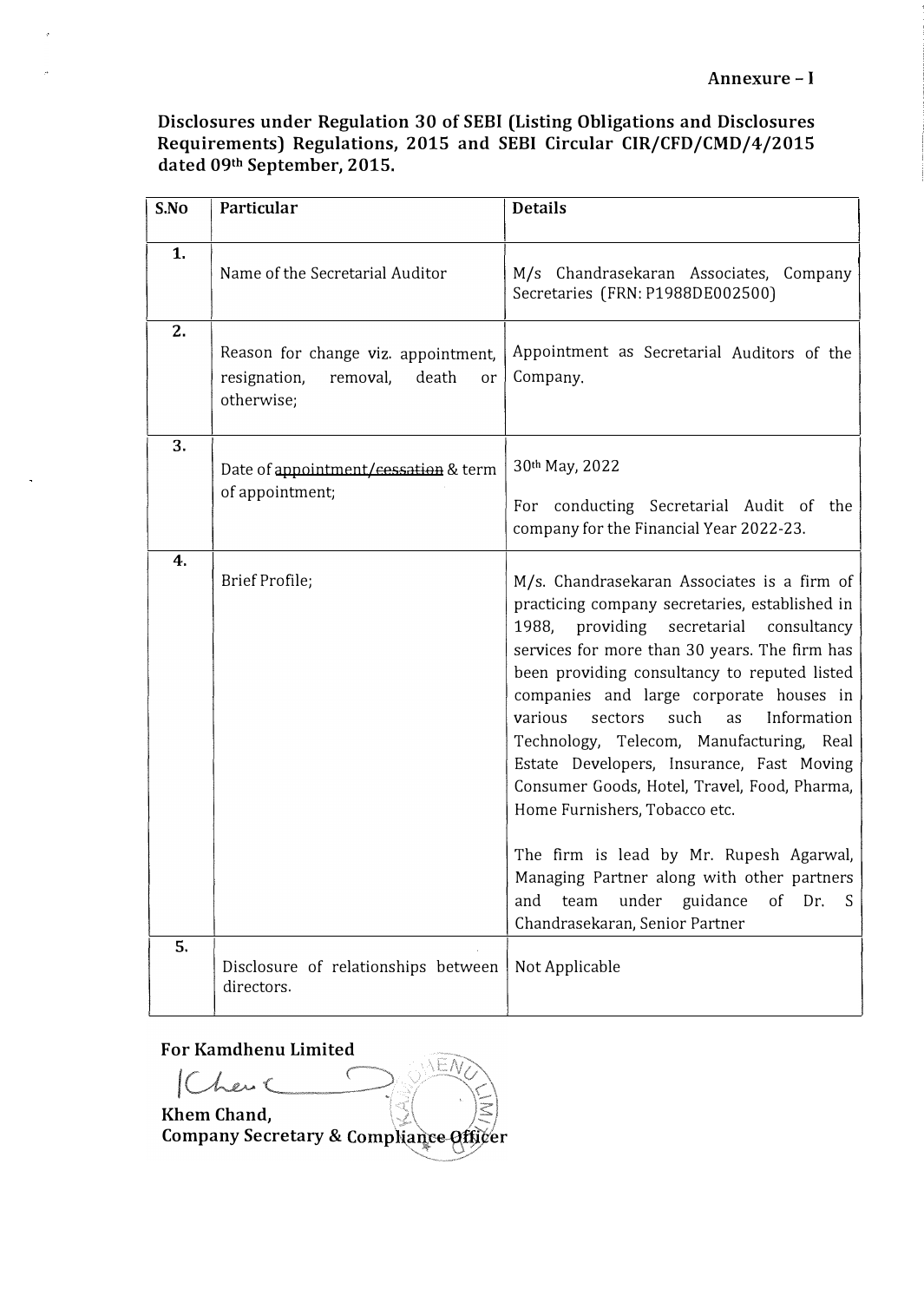**Annexure – I**

**Disclosures under Regulation 30 of SEBI (Listing Obligations and Disclosures Requirements) Regulations, 2015 and SEBI Circular CIR/CFD/CMD/4/2015 dated 09th September, 2015.**

| S.No | Particular | Details |
|---|---|---|
| 1. | Name of the Secretarial Auditor | M/s Chandrasekaran Associates, Company Secretaries (FRN: P1988DE002500) |
| 2. | Reason for change viz. appointment, resignation, removal, death or otherwise; | Appointment as Secretarial Auditors of the Company. |
| 3. | Date of ~~appointment/cessation~~ & term of appointment; | 30th May, 2022<br><br>For conducting Secretarial Audit of the company for the Financial Year 2022-23. |
| 4. | Brief Profile; | M/s. Chandrasekaran Associates is a firm of practicing company secretaries, established in 1988, providing secretarial consultancy services for more than 30 years. The firm has been providing consultancy to reputed listed companies and large corporate houses in various sectors such as Information Technology, Telecom, Manufacturing, Real Estate Developers, Insurance, Fast Moving Consumer Goods, Hotel, Travel, Food, Pharma, Home Furnishers, Tobacco etc.<br><br>The firm is lead by Mr. Rupesh Agarwal, Managing Partner along with other partners and team under guidance of Dr. S Chandrasekaran, Senior Partner |
| 5. | Disclosure of relationships between directors. | Not Applicable |

**For Kamdhenu Limited**

**Khem Chand,**
**Company Secretary & Compliance Officer**